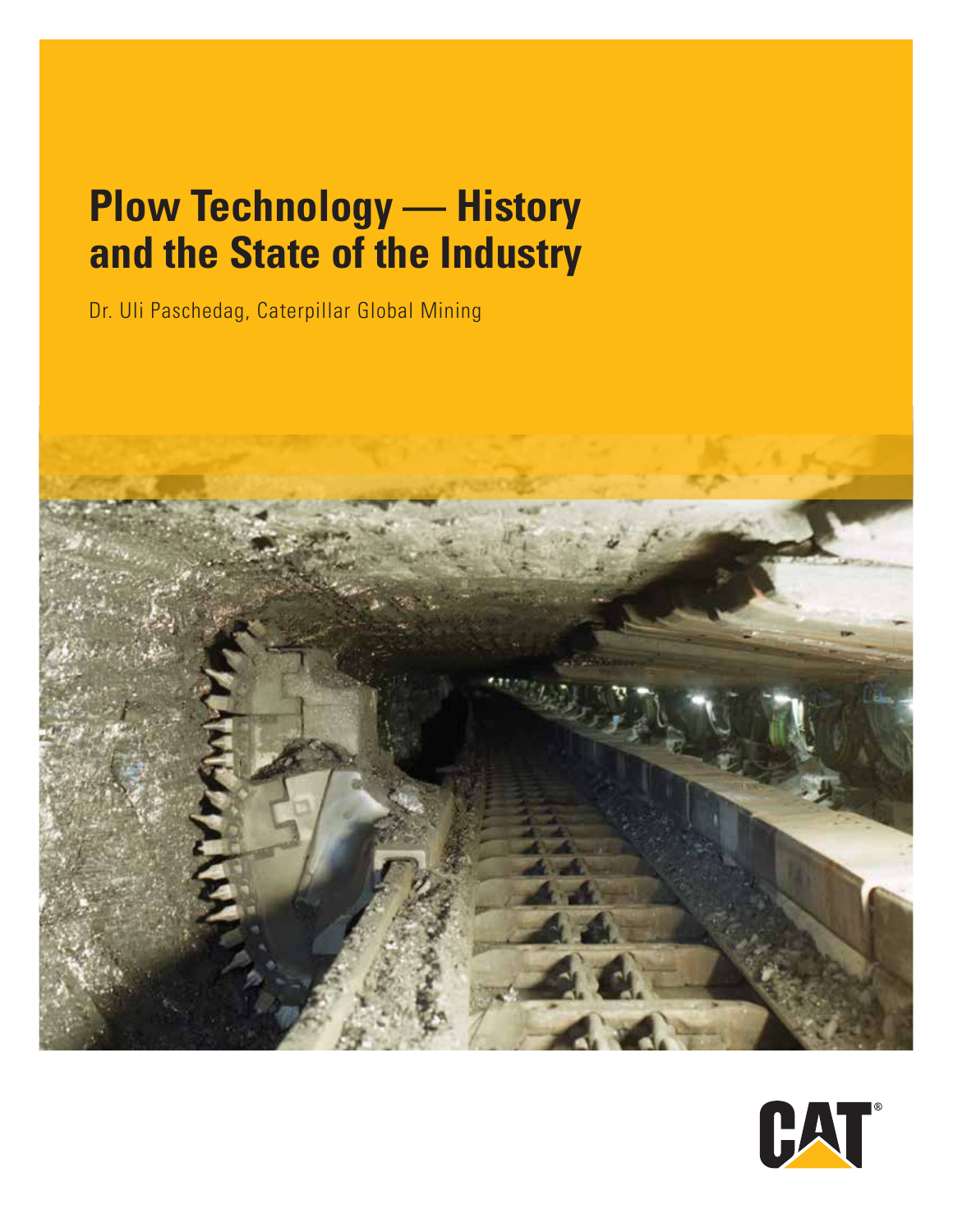# Plow Technology — History and the State of the Industry

Dr. Uli Paschedag, Caterpillar Global Mining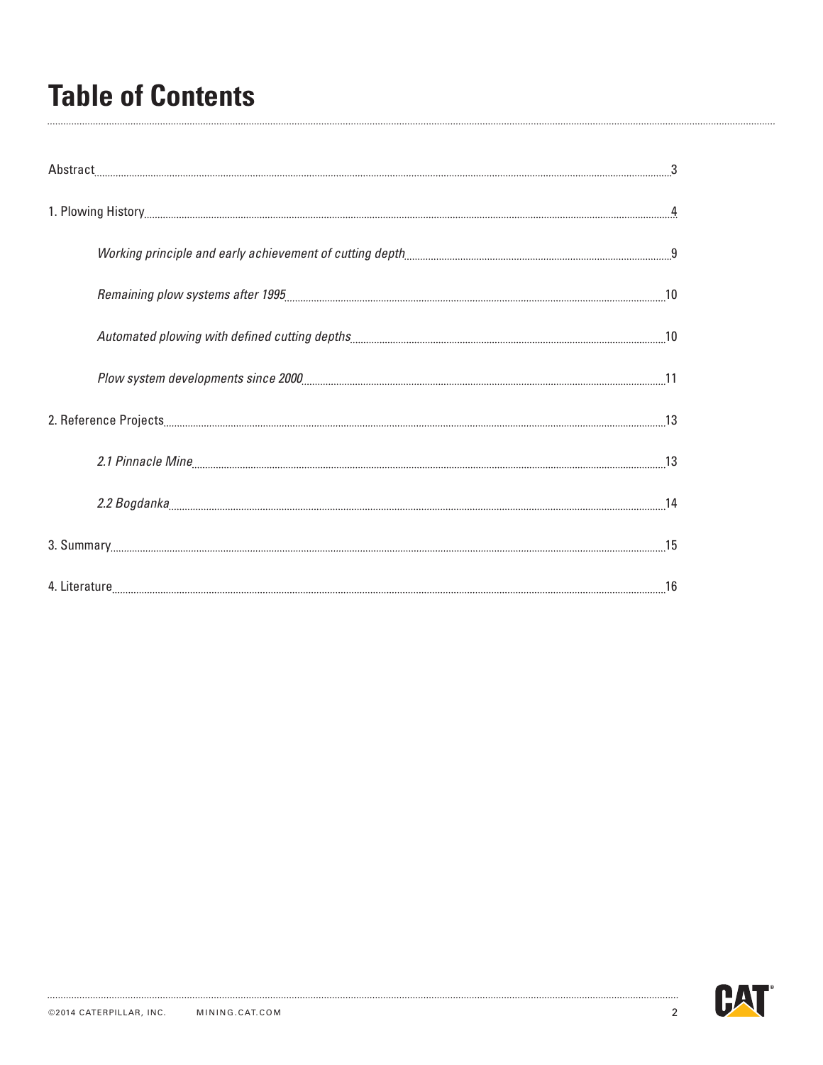# Table of Contents

Abstract ..... 3

1. Plowing History ..... 4

   *Working principle and early achievement of cutting depth* ..... 9

   *Remaining plow systems after 1995* ..... 10

   *Automated plowing with defined cutting depths* ..... 10

   *Plow system developments since 2000* ..... 11

2. Reference Projects ..... 13

   *2.1 Pinnacle Mine* ..... 13

   *2.2 Bogdanka* ..... 14

3. Summary ..... 15

4. Literature ..... 16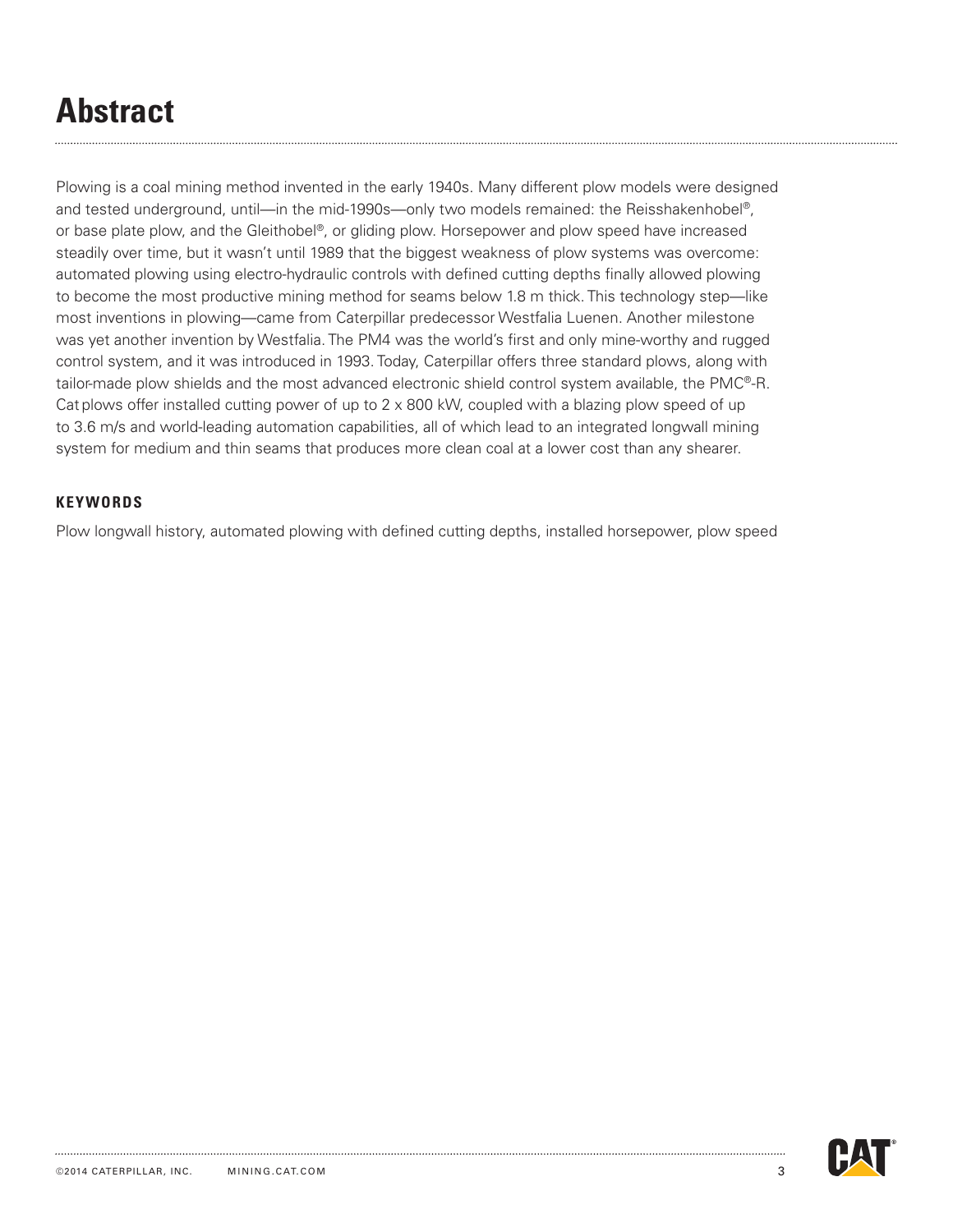# Abstract

Plowing is a coal mining method invented in the early 1940s. Many different plow models were designed and tested underground, until—in the mid-1990s—only two models remained: the Reisshakenhobel®, or base plate plow, and the Gleithobel®, or gliding plow. Horsepower and plow speed have increased steadily over time, but it wasn't until 1989 that the biggest weakness of plow systems was overcome: automated plowing using electro-hydraulic controls with defined cutting depths finally allowed plowing to become the most productive mining method for seams below 1.8 m thick. This technology step—like most inventions in plowing—came from Caterpillar predecessor Westfalia Luenen. Another milestone was yet another invention by Westfalia. The PM4 was the world's first and only mine-worthy and rugged control system, and it was introduced in 1993. Today, Caterpillar offers three standard plows, along with tailor-made plow shields and the most advanced electronic shield control system available, the PMC®-R. Cat plows offer installed cutting power of up to 2 x 800 kW, coupled with a blazing plow speed of up to 3.6 m/s and world-leading automation capabilities, all of which lead to an integrated longwall mining system for medium and thin seams that produces more clean coal at a lower cost than any shearer.

**KEYWORDS**

Plow longwall history, automated plowing with defined cutting depths, installed horsepower, plow speed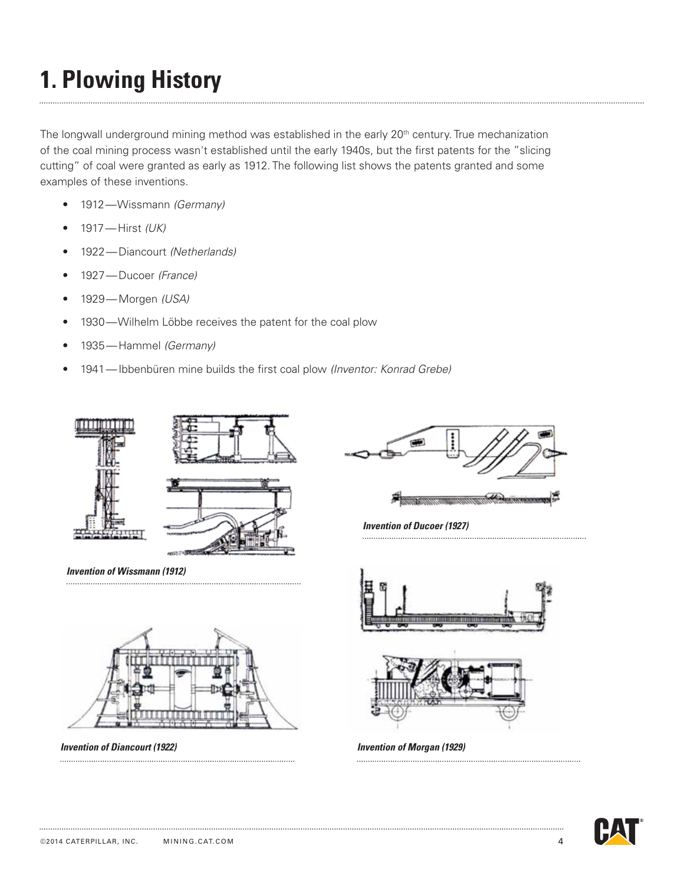# 1. Plowing History

The longwall underground mining method was established in the early 20th century. True mechanization of the coal mining process wasn't established until the early 1940s, but the first patents for the "slicing cutting" of coal were granted as early as 1912. The following list shows the patents granted and some examples of these inventions.

- 1912 — Wissmann *(Germany)*
- 1917 — Hirst *(UK)*
- 1922 — Diancourt *(Netherlands)*
- 1927 — Ducoer *(France)*
- 1929 — Morgen *(USA)*
- 1930 — Wilhelm Löbbe receives the patent for the coal plow
- 1935 — Hammel *(Germany)*
- 1941 — Ibbenbüren mine builds the first coal plow *(Inventor: Konrad Grebe)*

***Invention of Wissmann (1912)***

***Invention of Ducoer (1927)***

***Invention of Diancourt (1922)***

***Invention of Morgan (1929)***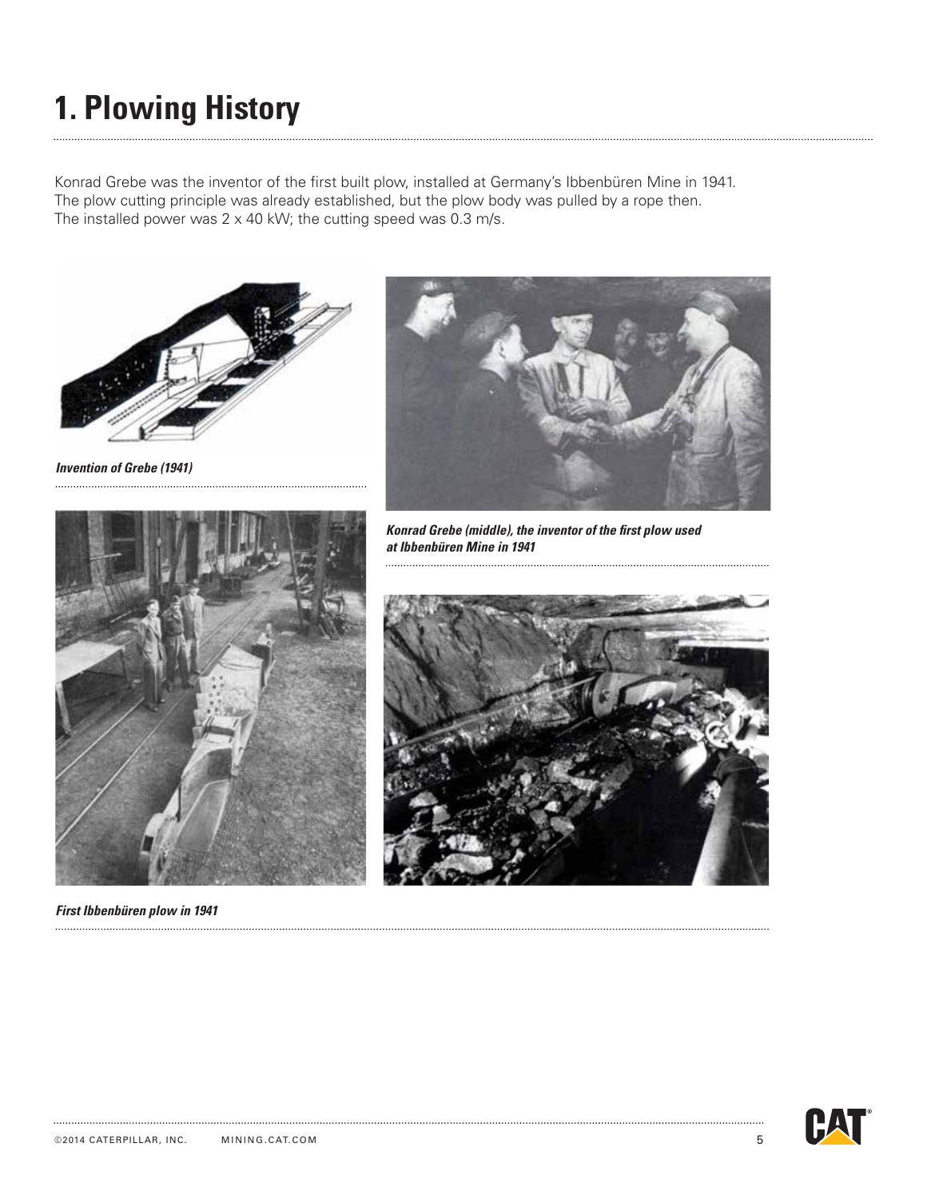# 1. Plowing History

Konrad Grebe was the inventor of the first built plow, installed at Germany's Ibbenbüren Mine in 1941. The plow cutting principle was already established, but the plow body was pulled by a rope then. The installed power was 2 x 40 kW; the cutting speed was 0.3 m/s.

*Invention of Grebe (1941)*

*Konrad Grebe (middle), the inventor of the first plow used at Ibbenbüren Mine in 1941*

*First Ibbenbüren plow in 1941*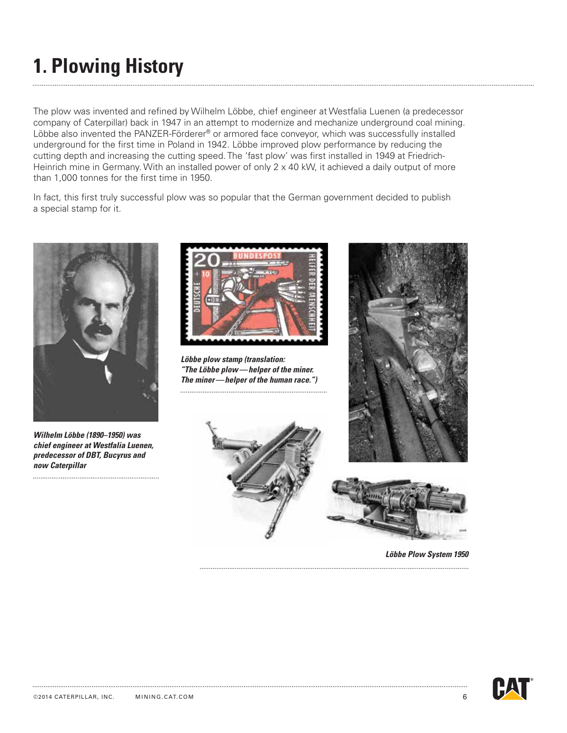# 1. Plowing History

The plow was invented and refined by Wilhelm Löbbe, chief engineer at Westfalia Luenen (a predecessor company of Caterpillar) back in 1947 in an attempt to modernize and mechanize underground coal mining. Löbbe also invented the PANZER-Förderer® or armored face conveyor, which was successfully installed underground for the first time in Poland in 1942. Löbbe improved plow performance by reducing the cutting depth and increasing the cutting speed. The 'fast plow' was first installed in 1949 at Friedrich-Heinrich mine in Germany. With an installed power of only 2 x 40 kW, it achieved a daily output of more than 1,000 tonnes for the first time in 1950.

In fact, this first truly successful plow was so popular that the German government decided to publish a special stamp for it.

***Wilhelm Löbbe (1890–1950) was chief engineer at Westfalia Luenen, predecessor of DBT, Bucyrus and now Caterpillar***

***Löbbe plow stamp (translation: "The Löbbe plow — helper of the miner. The miner — helper of the human race.")***

***Löbbe Plow System 1950***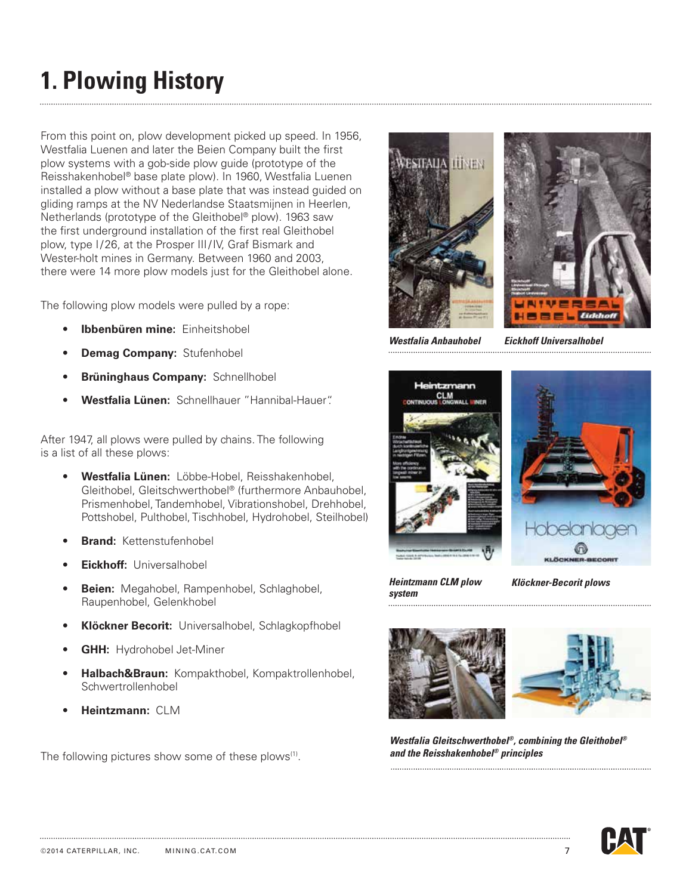# 1. Plowing History

From this point on, plow development picked up speed. In 1956, Westfalia Luenen and later the Beien Company built the first plow systems with a gob-side plow guide (prototype of the Reisshakenhobel® base plate plow). In 1960, Westfalia Luenen installed a plow without a base plate that was instead guided on gliding ramps at the NV Nederlandse Staatsmijnen in Heerlen, Netherlands (prototype of the Gleithobel® plow). 1963 saw the first underground installation of the first real Gleithobel plow, type I/26, at the Prosper III/IV, Graf Bismark and Wester-holt mines in Germany. Between 1960 and 2003, there were 14 more plow models just for the Gleithobel alone.

The following plow models were pulled by a rope:

- **Ibbenbüren mine:** Einheitshobel
- **Demag Company:** Stufenhobel
- **Brüninghaus Company:** Schnellhobel
- **Westfalia Lünen:** Schnellhauer "Hannibal-Hauer".

After 1947, all plows were pulled by chains. The following is a list of all these plows:

- **Westfalia Lünen:** Löbbe-Hobel, Reisshakenhobel, Gleithobel, Gleitschwerthobel® (furthermore Anbauhobel, Prismenhobel, Tandemhobel, Vibrationshobel, Drehhobel, Pottshobel, Pulthobel, Tischhobel, Hydrohobel, Steilhobel)
- **Brand:** Kettenstufenhobel
- **Eickhoff:** Universalhobel
- **Beien:** Megahobel, Rampenhobel, Schlaghobel, Raupenhobel, Gelenkhobel
- **Klöckner Becorit:** Universalhobel, Schlagkopfhobel
- **GHH:** Hydrohobel Jet-Miner
- **Halbach&Braun:** Kompakthobel, Kompaktrollenhobel, Schwertrollenhobel
- **Heintzmann:** CLM

The following pictures show some of these plows[1].

***Westfalia Anbauhobel***

***Eickhoff Universalhobel***

***Heintzmann CLM plow system***

***Klöckner-Becorit plows***

***Westfalia Gleitschwerthobel®, combining the Gleithobel® and the Reisshakenhobel® principles***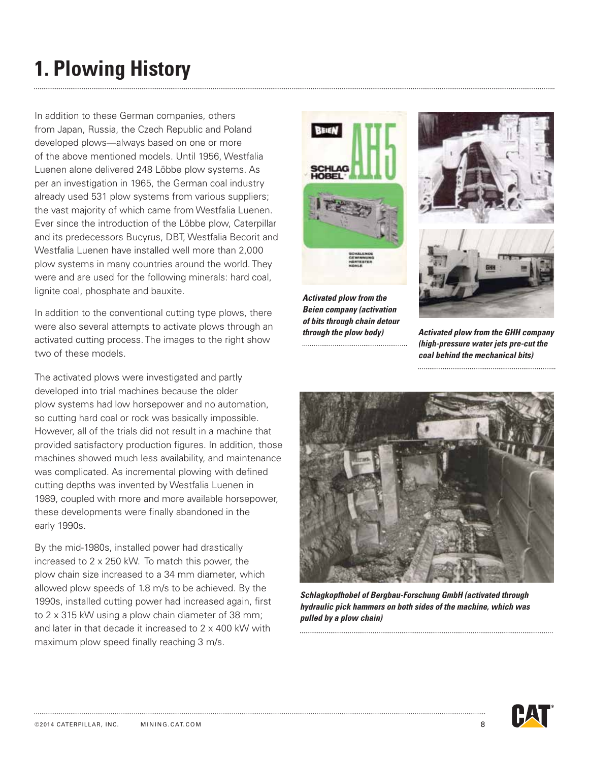# 1. Plowing History

In addition to these German companies, others from Japan, Russia, the Czech Republic and Poland developed plows—always based on one or more of the above mentioned models. Until 1956, Westfalia Luenen alone delivered 248 Löbbe plow systems. As per an investigation in 1965, the German coal industry already used 531 plow systems from various suppliers; the vast majority of which came from Westfalia Luenen. Ever since the introduction of the Löbbe plow, Caterpillar and its predecessors Bucyrus, DBT, Westfalia Becorit and Westfalia Luenen have installed well more than 2,000 plow systems in many countries around the world. They were and are used for the following minerals: hard coal, lignite coal, phosphate and bauxite.

In addition to the conventional cutting type plows, there were also several attempts to activate plows through an activated cutting process. The images to the right show two of these models.

The activated plows were investigated and partly developed into trial machines because the older plow systems had low horsepower and no automation, so cutting hard coal or rock was basically impossible. However, all of the trials did not result in a machine that provided satisfactory production figures. In addition, those machines showed much less availability, and maintenance was complicated. As incremental plowing with defined cutting depths was invented by Westfalia Luenen in 1989, coupled with more and more available horsepower, these developments were finally abandoned in the early 1990s.

By the mid-1980s, installed power had drastically increased to 2 x 250 kW. To match this power, the plow chain size increased to a 34 mm diameter, which allowed plow speeds of 1.8 m/s to be achieved. By the 1990s, installed cutting power had increased again, first to 2 x 315 kW using a plow chain diameter of 38 mm; and later in that decade it increased to 2 x 400 kW with maximum plow speed finally reaching 3 m/s.

***Activated plow from the Beien company (activation of bits through chain detour through the plow body)***

***Activated plow from the GHH company (high-pressure water jets pre-cut the coal behind the mechanical bits)***

***Schlagkopfhobel of Bergbau-Forschung GmbH (activated through hydraulic pick hammers on both sides of the machine, which was pulled by a plow chain)***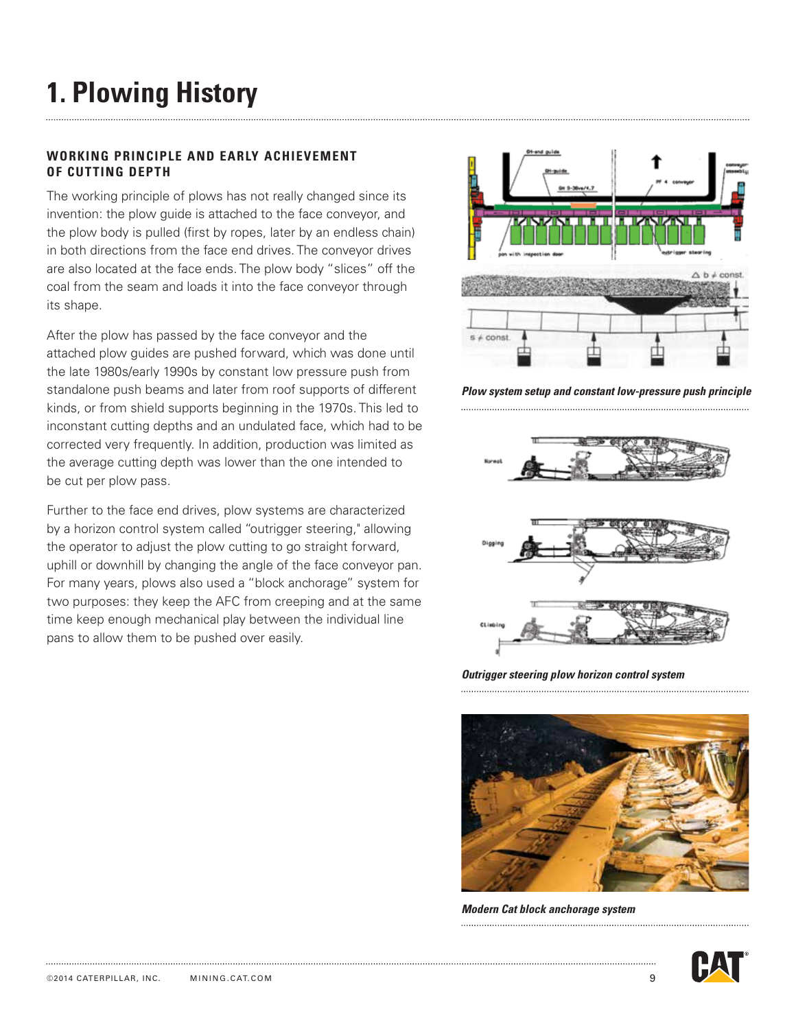# 1. Plowing History

## WORKING PRINCIPLE AND EARLY ACHIEVEMENT OF CUTTING DEPTH

The working principle of plows has not really changed since its invention: the plow guide is attached to the face conveyor, and the plow body is pulled (first by ropes, later by an endless chain) in both directions from the face end drives. The conveyor drives are also located at the face ends. The plow body "slices" off the coal from the seam and loads it into the face conveyor through its shape.

After the plow has passed by the face conveyor and the attached plow guides are pushed forward, which was done until the late 1980s/early 1990s by constant low pressure push from standalone push beams and later from roof supports of different kinds, or from shield supports beginning in the 1970s. This led to inconstant cutting depths and an undulated face, which had to be corrected very frequently. In addition, production was limited as the average cutting depth was lower than the one intended to be cut per plow pass.

Further to the face end drives, plow systems are characterized by a horizon control system called "outrigger steering," allowing the operator to adjust the plow cutting to go straight forward, uphill or downhill by changing the angle of the face conveyor pan. For many years, plows also used a "block anchorage" system for two purposes: they keep the AFC from creeping and at the same time keep enough mechanical play between the individual line pans to allow them to be pushed over easily.

*Plow system setup and constant low-pressure push principle*

*Outrigger steering plow horizon control system*

*Modern Cat block anchorage system*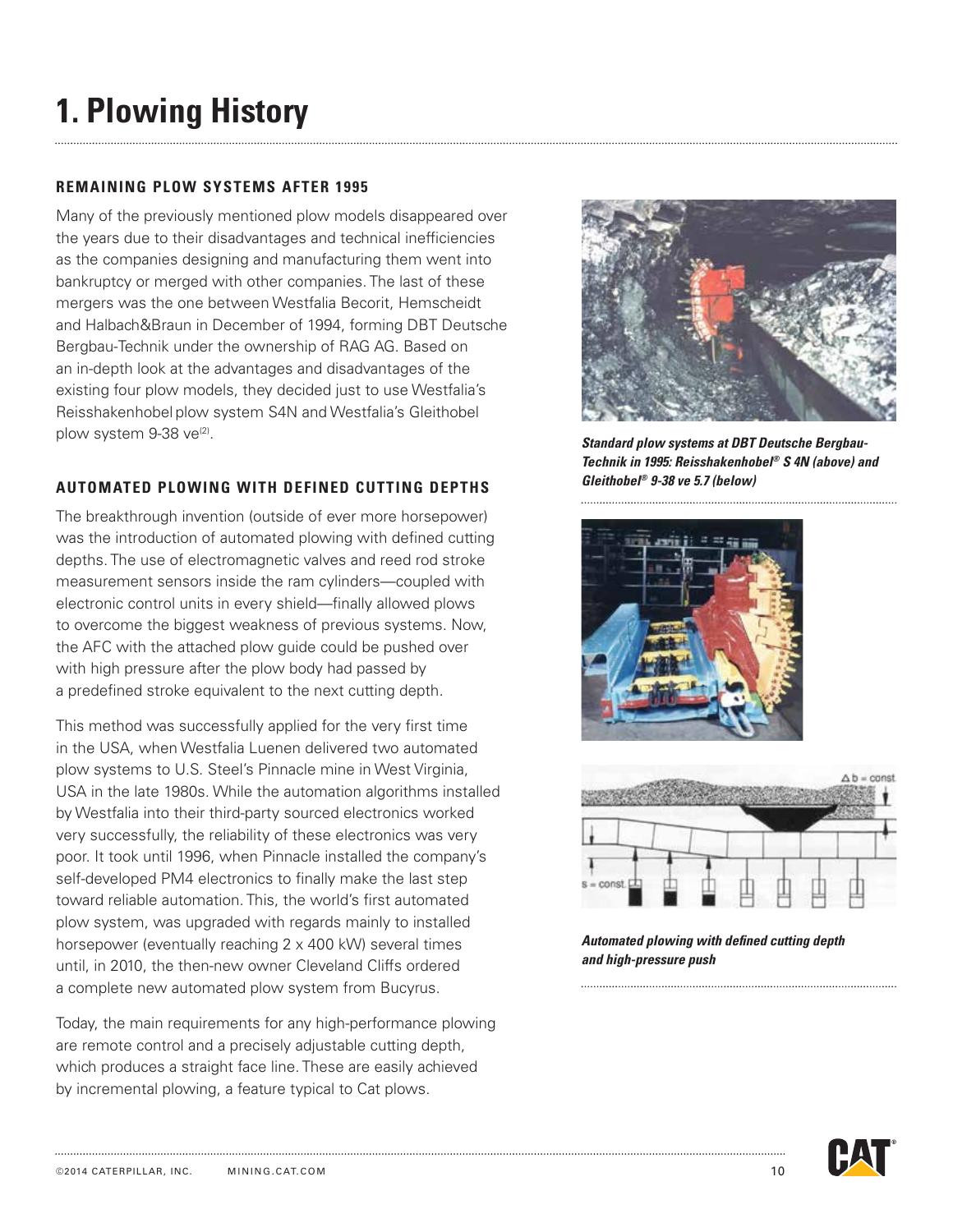# 1. Plowing History

## REMAINING PLOW SYSTEMS AFTER 1995

Many of the previously mentioned plow models disappeared over the years due to their disadvantages and technical inefficiencies as the companies designing and manufacturing them went into bankruptcy or merged with other companies. The last of these mergers was the one between Westfalia Becorit, Hemscheidt and Halbach&Braun in December of 1994, forming DBT Deutsche Bergbau-Technik under the ownership of RAG AG. Based on an in-depth look at the advantages and disadvantages of the existing four plow models, they decided just to use Westfalia's Reisshakenhobel plow system S4N and Westfalia's Gleithobel plow system 9-38 ve[2].

## AUTOMATED PLOWING WITH DEFINED CUTTING DEPTHS

The breakthrough invention (outside of ever more horsepower) was the introduction of automated plowing with defined cutting depths. The use of electromagnetic valves and reed rod stroke measurement sensors inside the ram cylinders—coupled with electronic control units in every shield—finally allowed plows to overcome the biggest weakness of previous systems. Now, the AFC with the attached plow guide could be pushed over with high pressure after the plow body had passed by a predefined stroke equivalent to the next cutting depth.

This method was successfully applied for the very first time in the USA, when Westfalia Luenen delivered two automated plow systems to U.S. Steel's Pinnacle mine in West Virginia, USA in the late 1980s. While the automation algorithms installed by Westfalia into their third-party sourced electronics worked very successfully, the reliability of these electronics was very poor. It took until 1996, when Pinnacle installed the company's self-developed PM4 electronics to finally make the last step toward reliable automation. This, the world's first automated plow system, was upgraded with regards mainly to installed horsepower (eventually reaching 2 x 400 kW) several times until, in 2010, the then-new owner Cleveland Cliffs ordered a complete new automated plow system from Bucyrus.

Today, the main requirements for any high-performance plowing are remote control and a precisely adjustable cutting depth, which produces a straight face line. These are easily achieved by incremental plowing, a feature typical to Cat plows.

***Standard plow systems at DBT Deutsche Bergbau-Technik in 1995: Reisshakenhobel® S 4N (above) and Gleithobel® 9-38 ve 5.7 (below)***

***Automated plowing with defined cutting depth and high-pressure push***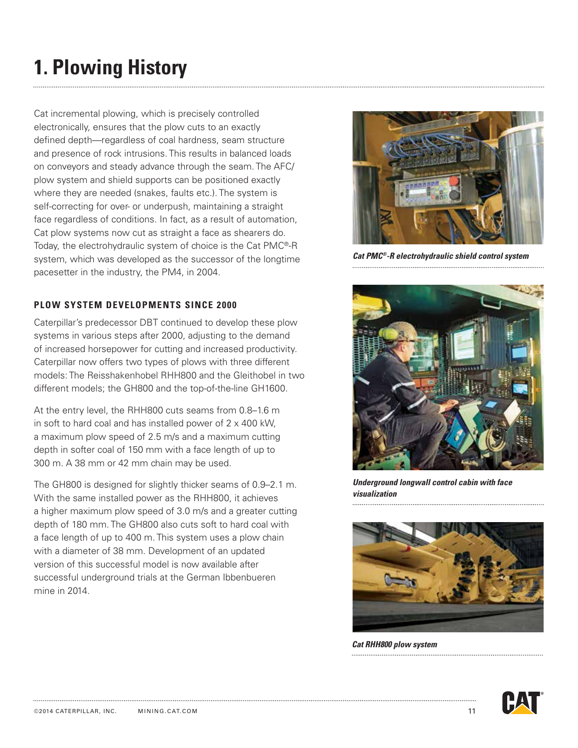# 1. Plowing History

Cat incremental plowing, which is precisely controlled electronically, ensures that the plow cuts to an exactly defined depth—regardless of coal hardness, seam structure and presence of rock intrusions. This results in balanced loads on conveyors and steady advance through the seam. The AFC/plow system and shield supports can be positioned exactly where they are needed (snakes, faults etc.). The system is self-correcting for over- or underpush, maintaining a straight face regardless of conditions. In fact, as a result of automation, Cat plow systems now cut as straight a face as shearers do. Today, the electrohydraulic system of choice is the Cat PMC®-R system, which was developed as the successor of the longtime pacesetter in the industry, the PM4, in 2004.

### PLOW SYSTEM DEVELOPMENTS SINCE 2000

Caterpillar's predecessor DBT continued to develop these plow systems in various steps after 2000, adjusting to the demand of increased horsepower for cutting and increased productivity. Caterpillar now offers two types of plows with three different models: The Reisshakenhobel RHH800 and the Gleithobel in two different models; the GH800 and the top-of-the-line GH1600.

At the entry level, the RHH800 cuts seams from 0.8–1.6 m in soft to hard coal and has installed power of 2 x 400 kW, a maximum plow speed of 2.5 m/s and a maximum cutting depth in softer coal of 150 mm with a face length of up to 300 m. A 38 mm or 42 mm chain may be used.

The GH800 is designed for slightly thicker seams of 0.9–2.1 m. With the same installed power as the RHH800, it achieves a higher maximum plow speed of 3.0 m/s and a greater cutting depth of 180 mm. The GH800 also cuts soft to hard coal with a face length of up to 400 m. This system uses a plow chain with a diameter of 38 mm. Development of an updated version of this successful model is now available after successful underground trials at the German Ibbenbueren mine in 2014.

***Cat PMC®-R electrohydraulic shield control system***

***Underground longwall control cabin with face visualization***

***Cat RHH800 plow system***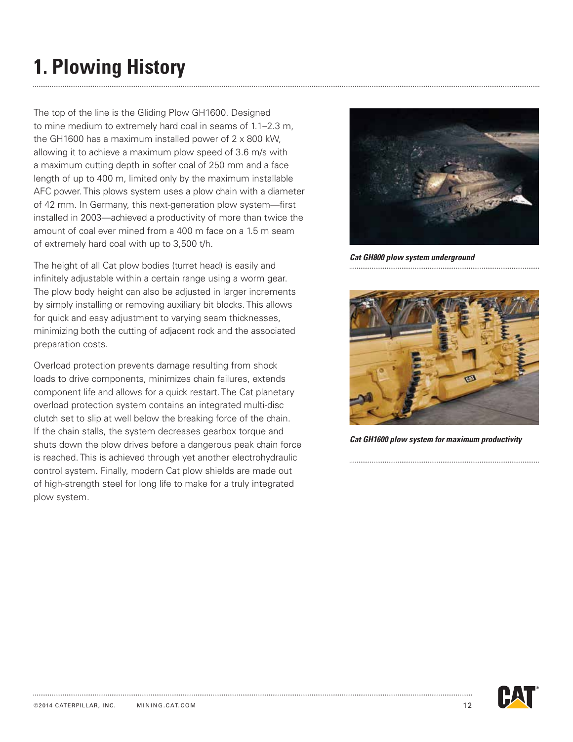# 1. Plowing History

The top of the line is the Gliding Plow GH1600. Designed to mine medium to extremely hard coal in seams of 1.1–2.3 m, the GH1600 has a maximum installed power of 2 x 800 kW, allowing it to achieve a maximum plow speed of 3.6 m/s with a maximum cutting depth in softer coal of 250 mm and a face length of up to 400 m, limited only by the maximum installable AFC power. This plows system uses a plow chain with a diameter of 42 mm. In Germany, this next-generation plow system—first installed in 2003—achieved a productivity of more than twice the amount of coal ever mined from a 400 m face on a 1.5 m seam of extremely hard coal with up to 3,500 t/h.

The height of all Cat plow bodies (turret head) is easily and infinitely adjustable within a certain range using a worm gear. The plow body height can also be adjusted in larger increments by simply installing or removing auxiliary bit blocks. This allows for quick and easy adjustment to varying seam thicknesses, minimizing both the cutting of adjacent rock and the associated preparation costs.

Overload protection prevents damage resulting from shock loads to drive components, minimizes chain failures, extends component life and allows for a quick restart. The Cat planetary overload protection system contains an integrated multi-disc clutch set to slip at well below the breaking force of the chain. If the chain stalls, the system decreases gearbox torque and shuts down the plow drives before a dangerous peak chain force is reached. This is achieved through yet another electrohydraulic control system. Finally, modern Cat plow shields are made out of high-strength steel for long life to make for a truly integrated plow system.

***Cat GH800 plow system underground***

***Cat GH1600 plow system for maximum productivity***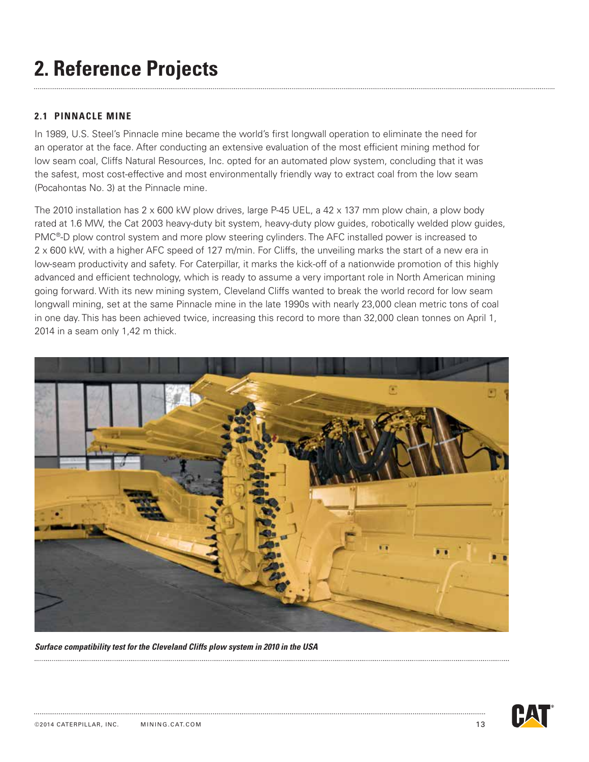# 2. Reference Projects

### 2.1 PINNACLE MINE

In 1989, U.S. Steel's Pinnacle mine became the world's first longwall operation to eliminate the need for an operator at the face. After conducting an extensive evaluation of the most efficient mining method for low seam coal, Cliffs Natural Resources, Inc. opted for an automated plow system, concluding that it was the safest, most cost-effective and most environmentally friendly way to extract coal from the low seam (Pocahontas No. 3) at the Pinnacle mine.

The 2010 installation has 2 x 600 kW plow drives, large P-45 UEL, a 42 x 137 mm plow chain, a plow body rated at 1.6 MW, the Cat 2003 heavy-duty bit system, heavy-duty plow guides, robotically welded plow guides, PMC®-D plow control system and more plow steering cylinders. The AFC installed power is increased to 2 x 600 kW, with a higher AFC speed of 127 m/min. For Cliffs, the unveiling marks the start of a new era in low-seam productivity and safety. For Caterpillar, it marks the kick-off of a nationwide promotion of this highly advanced and efficient technology, which is ready to assume a very important role in North American mining going forward. With its new mining system, Cleveland Cliffs wanted to break the world record for low seam longwall mining, set at the same Pinnacle mine in the late 1990s with nearly 23,000 clean metric tons of coal in one day. This has been achieved twice, increasing this record to more than 32,000 clean tonnes on April 1, 2014 in a seam only 1,42 m thick.

*Surface compatibility test for the Cleveland Cliffs plow system in 2010 in the USA*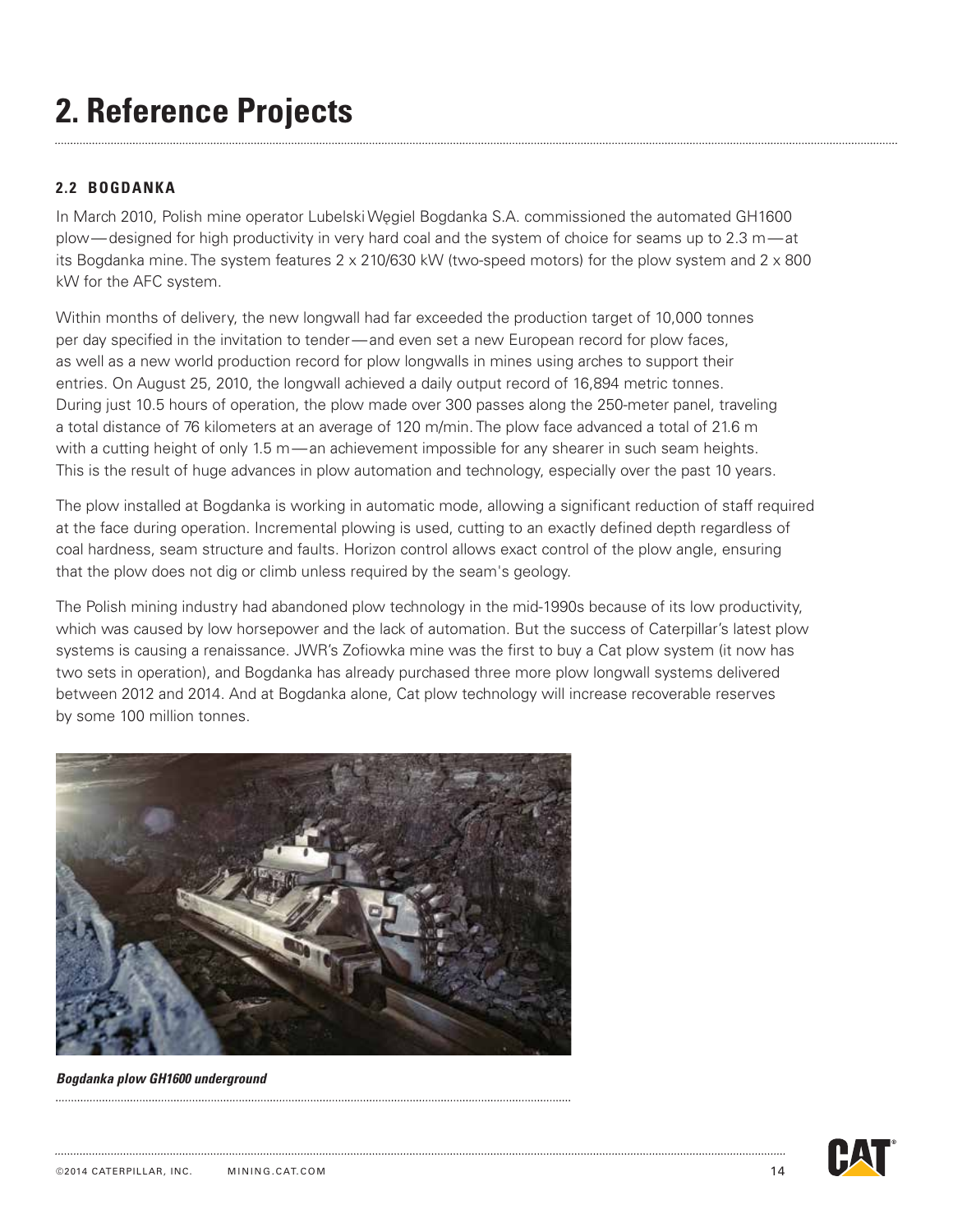# 2. Reference Projects

## 2.2 BOGDANKA

In March 2010, Polish mine operator Lubelski Węgiel Bogdanka S.A. commissioned the automated GH1600 plow — designed for high productivity in very hard coal and the system of choice for seams up to 2.3 m — at its Bogdanka mine. The system features 2 x 210/630 kW (two-speed motors) for the plow system and 2 x 800 kW for the AFC system.

Within months of delivery, the new longwall had far exceeded the production target of 10,000 tonnes per day specified in the invitation to tender — and even set a new European record for plow faces, as well as a new world production record for plow longwalls in mines using arches to support their entries. On August 25, 2010, the longwall achieved a daily output record of 16,894 metric tonnes. During just 10.5 hours of operation, the plow made over 300 passes along the 250-meter panel, traveling a total distance of 76 kilometers at an average of 120 m/min. The plow face advanced a total of 21.6 m with a cutting height of only 1.5 m — an achievement impossible for any shearer in such seam heights. This is the result of huge advances in plow automation and technology, especially over the past 10 years.

The plow installed at Bogdanka is working in automatic mode, allowing a significant reduction of staff required at the face during operation. Incremental plowing is used, cutting to an exactly defined depth regardless of coal hardness, seam structure and faults. Horizon control allows exact control of the plow angle, ensuring that the plow does not dig or climb unless required by the seam's geology.

The Polish mining industry had abandoned plow technology in the mid-1990s because of its low productivity, which was caused by low horsepower and the lack of automation. But the success of Caterpillar's latest plow systems is causing a renaissance. JWR's Zofiowka mine was the first to buy a Cat plow system (it now has two sets in operation), and Bogdanka has already purchased three more plow longwall systems delivered between 2012 and 2014. And at Bogdanka alone, Cat plow technology will increase recoverable reserves by some 100 million tonnes.

***Bogdanka plow GH1600 underground***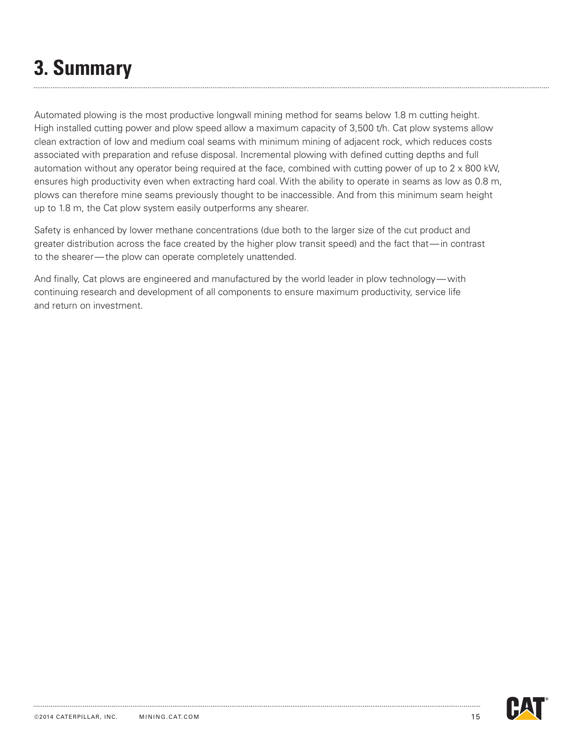# 3. Summary

Automated plowing is the most productive longwall mining method for seams below 1.8 m cutting height. High installed cutting power and plow speed allow a maximum capacity of 3,500 t/h. Cat plow systems allow clean extraction of low and medium coal seams with minimum mining of adjacent rock, which reduces costs associated with preparation and refuse disposal. Incremental plowing with defined cutting depths and full automation without any operator being required at the face, combined with cutting power of up to 2 x 800 kW, ensures high productivity even when extracting hard coal. With the ability to operate in seams as low as 0.8 m, plows can therefore mine seams previously thought to be inaccessible. And from this minimum seam height up to 1.8 m, the Cat plow system easily outperforms any shearer.

Safety is enhanced by lower methane concentrations (due both to the larger size of the cut product and greater distribution across the face created by the higher plow transit speed) and the fact that — in contrast to the shearer — the plow can operate completely unattended.

And finally, Cat plows are engineered and manufactured by the world leader in plow technology — with continuing research and development of all components to ensure maximum productivity, service life and return on investment.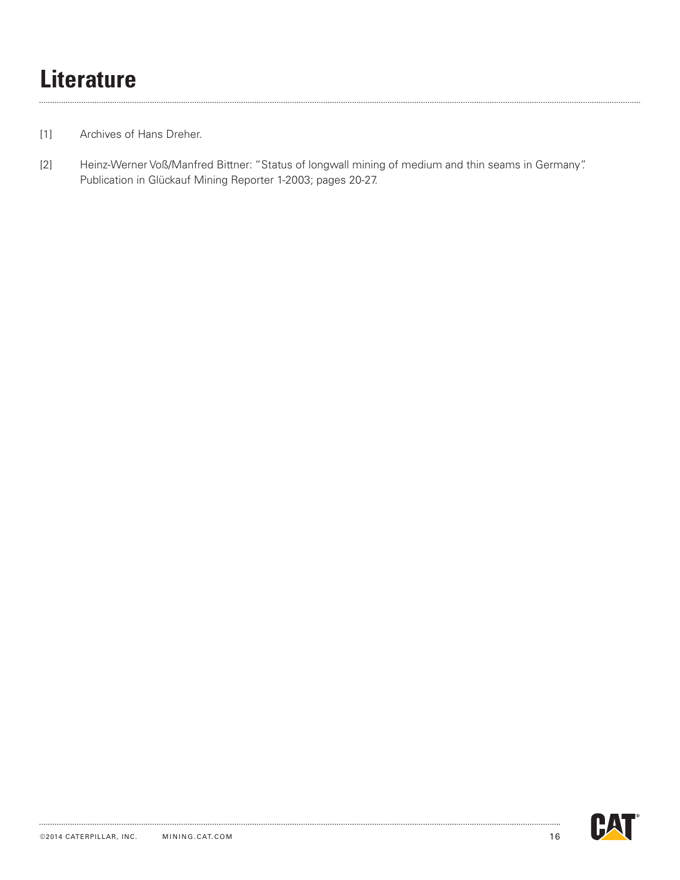# Literature

[1] Archives of Hans Dreher.

[2] Heinz-Werner Voß/Manfred Bittner: "Status of longwall mining of medium and thin seams in Germany". Publication in Glückauf Mining Reporter 1-2003; pages 20-27.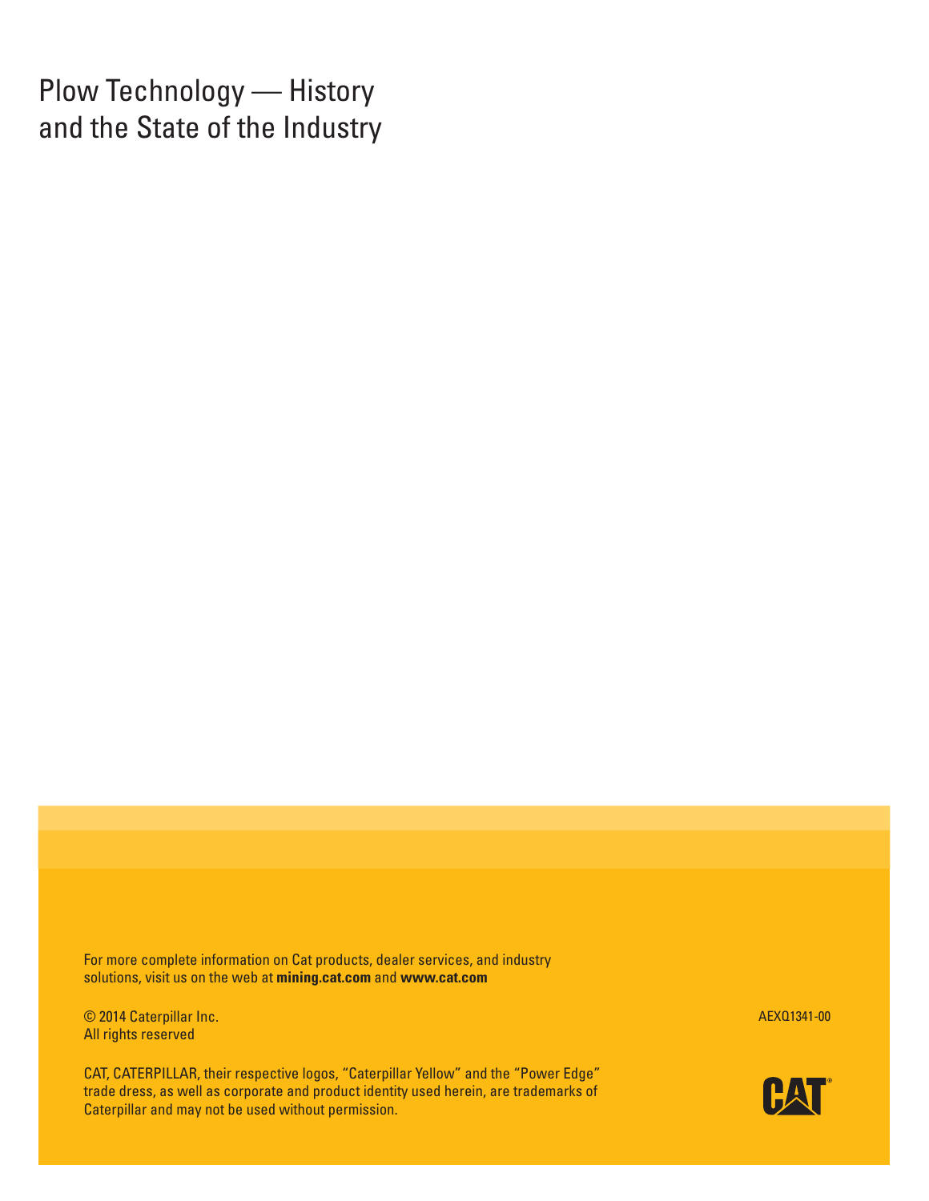Plow Technology — History and the State of the Industry

For more complete information on Cat products, dealer services, and industry solutions, visit us on the web at **mining.cat.com** and **www.cat.com**

© 2014 Caterpillar Inc.
All rights reserved

AEXQ1341-00

CAT, CATERPILLAR, their respective logos, "Caterpillar Yellow" and the "Power Edge" trade dress, as well as corporate and product identity used herein, are trademarks of Caterpillar and may not be used without permission.

CAT®